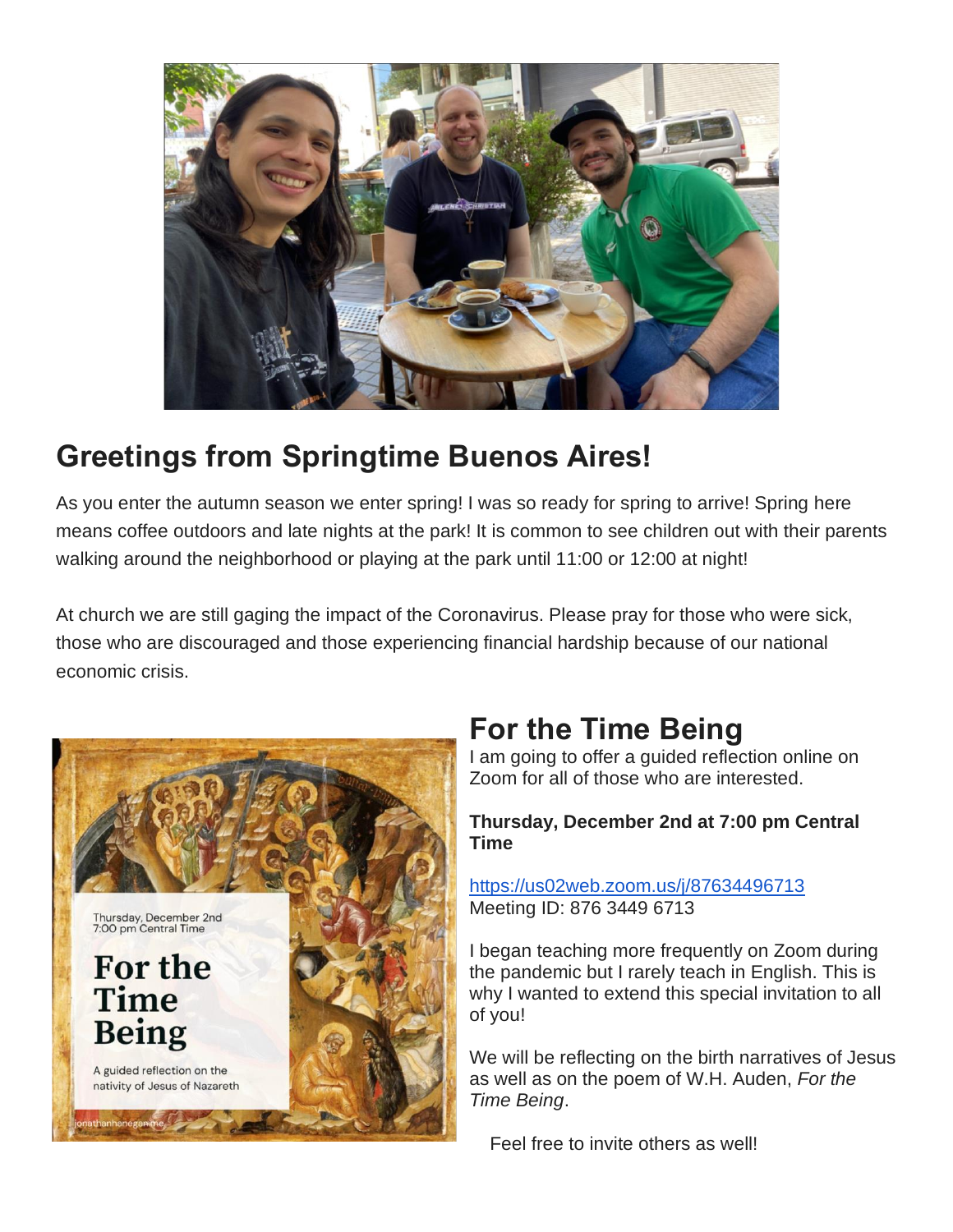## Greetings from Springtime Buenos Aires!

As you enter the autumn season we enter spring! I was so ready for spring to arrive! Spring here means coffee outdoors and late nights at the park! It is common to see children out with their parents walking around the neighborhood or playing at the park until 11:00 or 12:00 at night!

At church we are still gaging the impact of the Coronavirus. Please pray for those who were sick, those who are discouraged and those experiencing financial hardship because of our national economic crisis.

## For the Time Being

I am going to offer a guided reflection online on Zoom for all of those who are interested.

**Thursday, December 2nd at 7:00 pm Central Time**

https://us02web.zoom.us/j/87634496713
Meeting ID: 876 3449 6713

I began teaching more frequently on Zoom during the pandemic but I rarely teach in English. This is why I wanted to extend this special invitation to all of you!

We will be reflecting on the birth narratives of Jesus as well as on the poem of W.H. Auden, *For the Time Being*.

Feel free to invite others as well!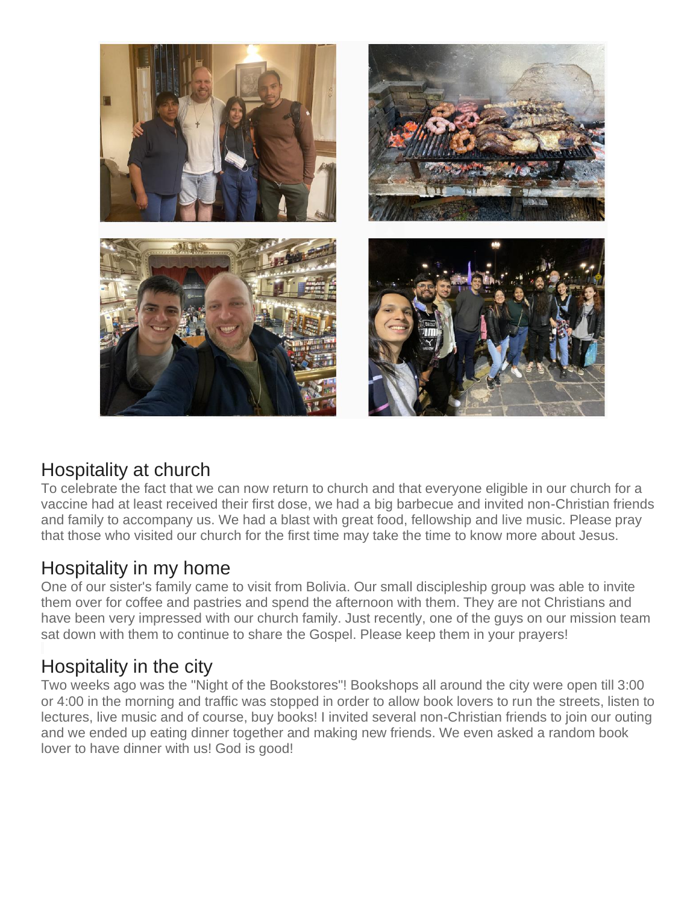## Hospitality at church

To celebrate the fact that we can now return to church and that everyone eligible in our church for a vaccine had at least received their first dose, we had a big barbecue and invited non-Christian friends and family to accompany us. We had a blast with great food, fellowship and live music. Please pray that those who visited our church for the first time may take the time to know more about Jesus.

## Hospitality in my home

One of our sister's family came to visit from Bolivia. Our small discipleship group was able to invite them over for coffee and pastries and spend the afternoon with them. They are not Christians and have been very impressed with our church family. Just recently, one of the guys on our mission team sat down with them to continue to share the Gospel. Please keep them in your prayers!

## Hospitality in the city

Two weeks ago was the "Night of the Bookstores"! Bookshops all around the city were open till 3:00 or 4:00 in the morning and traffic was stopped in order to allow book lovers to run the streets, listen to lectures, live music and of course, buy books! I invited several non-Christian friends to join our outing and we ended up eating dinner together and making new friends. We even asked a random book lover to have dinner with us! God is good!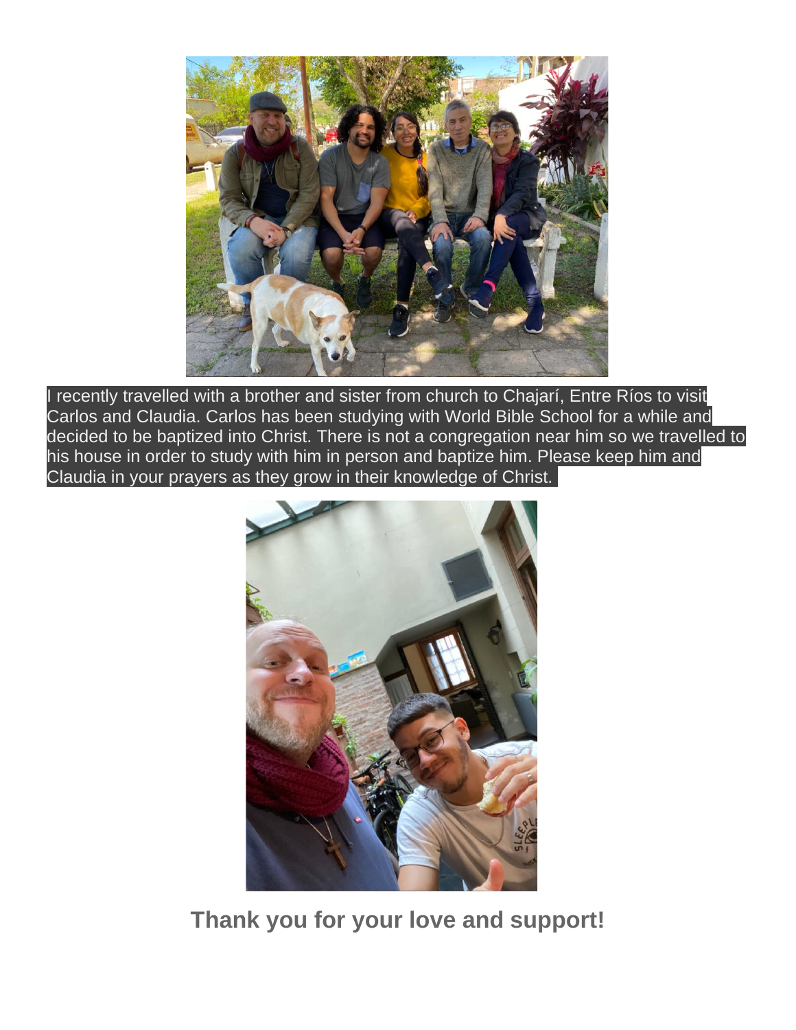I recently travelled with a brother and sister from church to Chajarí, Entre Ríos to visit Carlos and Claudia. Carlos has been studying with World Bible School for a while and decided to be baptized into Christ. There is not a congregation near him so we travelled to his house in order to study with him in person and baptize him. Please keep him and Claudia in your prayers as they grow in their knowledge of Christ.

## Thank you for your love and support!